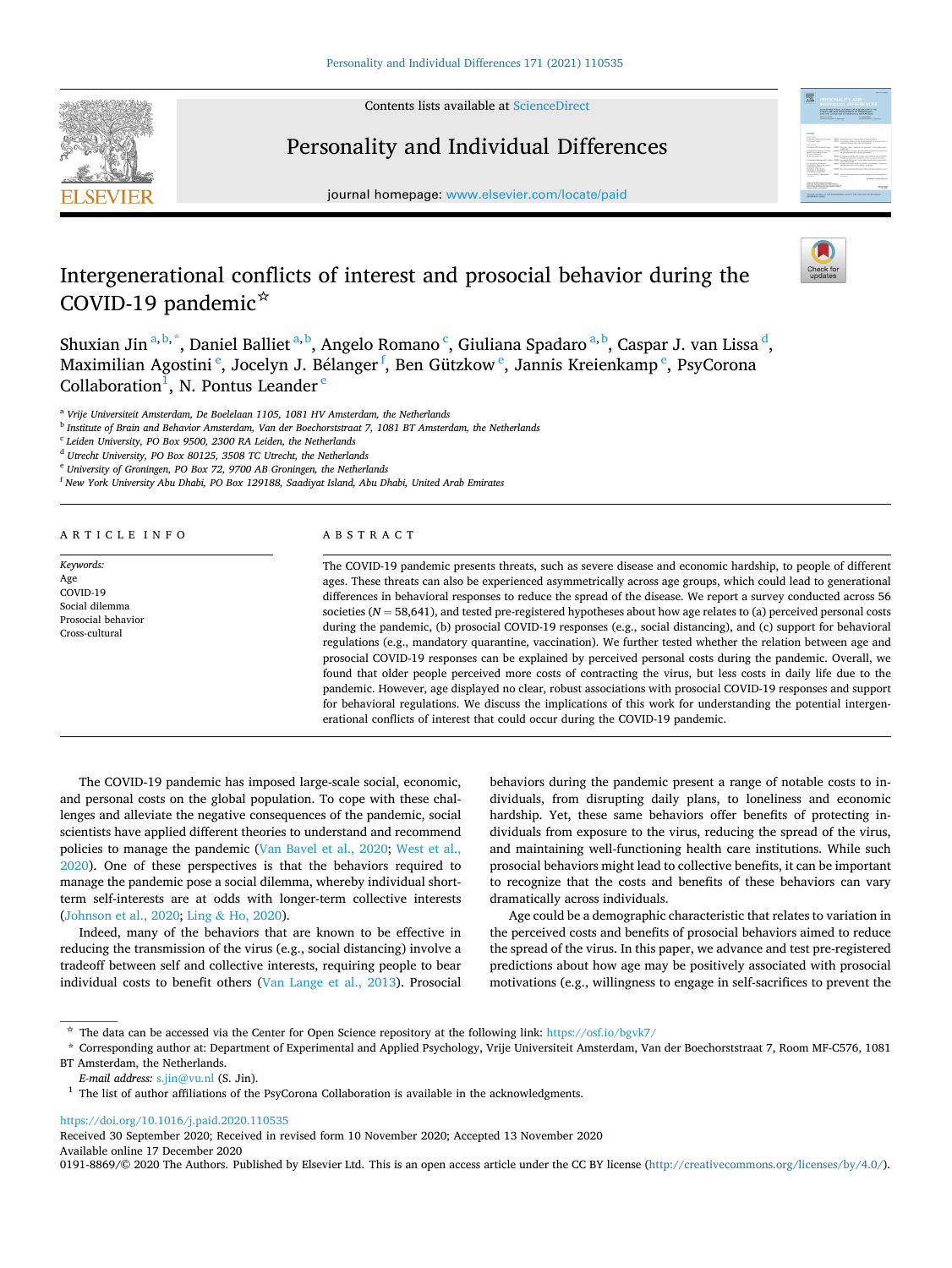# Intergenerational conflicts of interest and prosocial behavior during the COVID-19 pandemic☆

Shuxian Jin[a,b,*], Daniel Balliet[a,b], Angelo Romano[c], Giuliana Spadaro[a,b], Caspar J. van Lissa[d], Maximilian Agostini[e], Jocelyn J. Bélanger[f], Ben Gützkow[e], Jannis Kreienkamp[e], PsyCorona Collaboration[1], N. Pontus Leander[e]

[a] Vrije Universiteit Amsterdam, De Boelelaan 1105, 1081 HV Amsterdam, the Netherlands
[b] Institute of Brain and Behavior Amsterdam, Van der Boechorststraat 7, 1081 BT Amsterdam, the Netherlands
[c] Leiden University, PO Box 9500, 2300 RA Leiden, the Netherlands
[d] Utrecht University, PO Box 80125, 3508 TC Utrecht, the Netherlands
[e] University of Groningen, PO Box 72, 9700 AB Groningen, the Netherlands
[f] New York University Abu Dhabi, PO Box 129188, Saadiyat Island, Abu Dhabi, United Arab Emirates

## ARTICLE INFO

*Keywords:*
Age
COVID-19
Social dilemma
Prosocial behavior
Cross-cultural

## ABSTRACT

The COVID-19 pandemic presents threats, such as severe disease and economic hardship, to people of different ages. These threats can also be experienced asymmetrically across age groups, which could lead to generational differences in behavioral responses to reduce the spread of the disease. We report a survey conducted across 56 societies ($N = 58{,}641$), and tested pre-registered hypotheses about how age relates to (a) perceived personal costs during the pandemic, (b) prosocial COVID-19 responses (e.g., social distancing), and (c) support for behavioral regulations (e.g., mandatory quarantine, vaccination). We further tested whether the relation between age and prosocial COVID-19 responses can be explained by perceived personal costs during the pandemic. Overall, we found that older people perceived more costs of contracting the virus, but less costs in daily life due to the pandemic. However, age displayed no clear, robust associations with prosocial COVID-19 responses and support for behavioral regulations. We discuss the implications of this work for understanding the potential intergenerational conflicts of interest that could occur during the COVID-19 pandemic.

The COVID-19 pandemic has imposed large-scale social, economic, and personal costs on the global population. To cope with these challenges and alleviate the negative consequences of the pandemic, social scientists have applied different theories to understand and recommend policies to manage the pandemic (Van Bavel et al., 2020; West et al., 2020). One of these perspectives is that the behaviors required to manage the pandemic pose a social dilemma, whereby individual short-term self-interests are at odds with longer-term collective interests (Johnson et al., 2020; Ling & Ho, 2020).

Indeed, many of the behaviors that are known to be effective in reducing the transmission of the virus (e.g., social distancing) involve a tradeoff between self and collective interests, requiring people to bear individual costs to benefit others (Van Lange et al., 2013). Prosocial behaviors during the pandemic present a range of notable costs to individuals, from disrupting daily plans, to loneliness and economic hardship. Yet, these same behaviors offer benefits of protecting individuals from exposure to the virus, reducing the spread of the virus, and maintaining well-functioning health care institutions. While such prosocial behaviors might lead to collective benefits, it can be important to recognize that the costs and benefits of these behaviors can vary dramatically across individuals.

Age could be a demographic characteristic that relates to variation in the perceived costs and benefits of prosocial behaviors aimed to reduce the spread of the virus. In this paper, we advance and test pre-registered predictions about how age may be positively associated with prosocial motivations (e.g., willingness to engage in self-sacrifices to prevent the

☆ The data can be accessed via the Center for Open Science repository at the following link: https://osf.io/bgvk7/

\* Corresponding author at: Department of Experimental and Applied Psychology, Vrije Universiteit Amsterdam, Van der Boechorststraat 7, Room MF-C576, 1081 BT Amsterdam, the Netherlands.

*E-mail address:* s.jin@vu.nl (S. Jin).

[1] The list of author affiliations of the PsyCorona Collaboration is available in the acknowledgments.

https://doi.org/10.1016/j.paid.2020.110535
Received 30 September 2020; Received in revised form 10 November 2020; Accepted 13 November 2020
Available online 17 December 2020
0191-8869/© 2020 The Authors. Published by Elsevier Ltd. This is an open access article under the CC BY license (http://creativecommons.org/licenses/by/4.0/).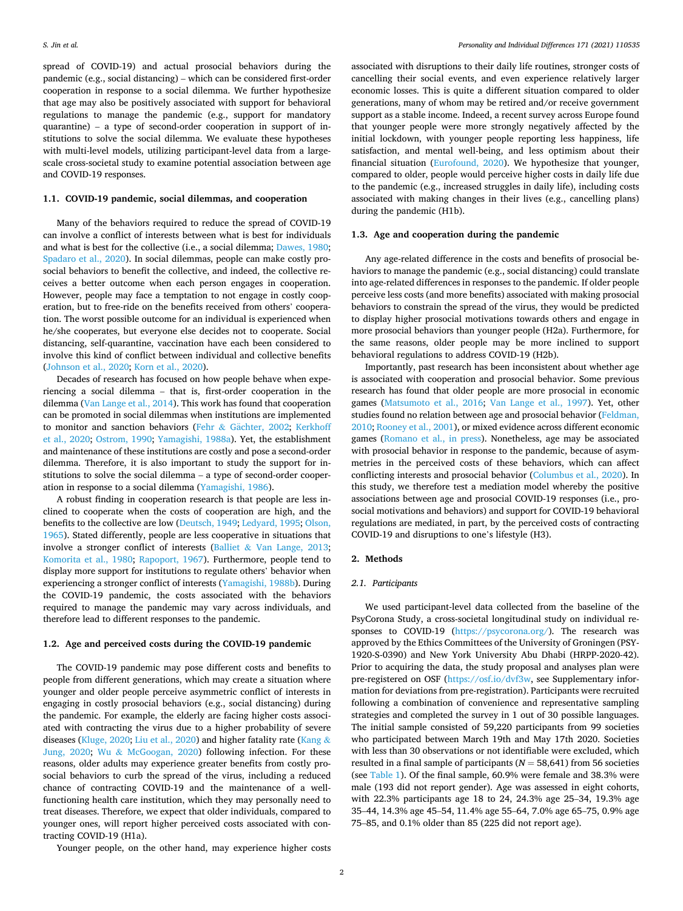spread of COVID-19) and actual prosocial behaviors during the pandemic (e.g., social distancing) – which can be considered first-order cooperation in response to a social dilemma. We further hypothesize that age may also be positively associated with support for behavioral regulations to manage the pandemic (e.g., support for mandatory quarantine) – a type of second-order cooperation in support of institutions to solve the social dilemma. We evaluate these hypotheses with multi-level models, utilizing participant-level data from a large-scale cross-societal study to examine potential association between age and COVID-19 responses.

### 1.1. COVID-19 pandemic, social dilemmas, and cooperation

Many of the behaviors required to reduce the spread of COVID-19 can involve a conflict of interests between what is best for individuals and what is best for the collective (i.e., a social dilemma; Dawes, 1980; Spadaro et al., 2020). In social dilemmas, people can make costly prosocial behaviors to benefit the collective, and indeed, the collective receives a better outcome when each person engages in cooperation. However, people may face a temptation to not engage in costly cooperation, but to free-ride on the benefits received from others' cooperation. The worst possible outcome for an individual is experienced when he/she cooperates, but everyone else decides not to cooperate. Social distancing, self-quarantine, vaccination have each been considered to involve this kind of conflict between individual and collective benefits (Johnson et al., 2020; Korn et al., 2020).

Decades of research has focused on how people behave when experiencing a social dilemma – that is, first-order cooperation in the dilemma (Van Lange et al., 2014). This work has found that cooperation can be promoted in social dilemmas when institutions are implemented to monitor and sanction behaviors (Fehr & Gächter, 2002; Kerkhoff et al., 2020; Ostrom, 1990; Yamagishi, 1988a). Yet, the establishment and maintenance of these institutions are costly and pose a second-order dilemma. Therefore, it is also important to study the support for institutions to solve the social dilemma – a type of second-order cooperation in response to a social dilemma (Yamagishi, 1986).

A robust finding in cooperation research is that people are less inclined to cooperate when the costs of cooperation are high, and the benefits to the collective are low (Deutsch, 1949; Ledyard, 1995; Olson, 1965). Stated differently, people are less cooperative in situations that involve a stronger conflict of interests (Balliet & Van Lange, 2013; Komorita et al., 1980; Rapoport, 1967). Furthermore, people tend to display more support for institutions to regulate others' behavior when experiencing a stronger conflict of interests (Yamagishi, 1988b). During the COVID-19 pandemic, the costs associated with the behaviors required to manage the pandemic may vary across individuals, and therefore lead to different responses to the pandemic.

### 1.2. Age and perceived costs during the COVID-19 pandemic

The COVID-19 pandemic may pose different costs and benefits to people from different generations, which may create a situation where younger and older people perceive asymmetric conflict of interests in engaging in costly prosocial behaviors (e.g., social distancing) during the pandemic. For example, the elderly are facing higher costs associated with contracting the virus due to a higher probability of severe diseases (Kluge, 2020; Liu et al., 2020) and higher fatality rate (Kang & Jung, 2020; Wu & McGoogan, 2020) following infection. For these reasons, older adults may experience greater benefits from costly prosocial behaviors to curb the spread of the virus, including a reduced chance of contracting COVID-19 and the maintenance of a well-functioning health care institution, which they may personally need to treat diseases. Therefore, we expect that older individuals, compared to younger ones, will report higher perceived costs associated with contracting COVID-19 (H1a).

Younger people, on the other hand, may experience higher costs associated with disruptions to their daily life routines, stronger costs of cancelling their social events, and even experience relatively larger economic losses. This is quite a different situation compared to older generations, many of whom may be retired and/or receive government support as a stable income. Indeed, a recent survey across Europe found that younger people were more strongly negatively affected by the initial lockdown, with younger people reporting less happiness, life satisfaction, and mental well-being, and less optimism about their financial situation (Eurofound, 2020). We hypothesize that younger, compared to older, people would perceive higher costs in daily life due to the pandemic (e.g., increased struggles in daily life), including costs associated with making changes in their lives (e.g., cancelling plans) during the pandemic (H1b).

### 1.3. Age and cooperation during the pandemic

Any age-related difference in the costs and benefits of prosocial behaviors to manage the pandemic (e.g., social distancing) could translate into age-related differences in responses to the pandemic. If older people perceive less costs (and more benefits) associated with making prosocial behaviors to constrain the spread of the virus, they would be predicted to display higher prosocial motivations towards others and engage in more prosocial behaviors than younger people (H2a). Furthermore, for the same reasons, older people may be more inclined to support behavioral regulations to address COVID-19 (H2b).

Importantly, past research has been inconsistent about whether age is associated with cooperation and prosocial behavior. Some previous research has found that older people are more prosocial in economic games (Matsumoto et al., 2016; Van Lange et al., 1997). Yet, other studies found no relation between age and prosocial behavior (Feldman, 2010; Rooney et al., 2001), or mixed evidence across different economic games (Romano et al., in press). Nonetheless, age may be associated with prosocial behavior in response to the pandemic, because of asymmetries in the perceived costs of these behaviors, which can affect conflicting interests and prosocial behavior (Columbus et al., 2020). In this study, we therefore test a mediation model whereby the positive associations between age and prosocial COVID-19 responses (i.e., prosocial motivations and behaviors) and support for COVID-19 behavioral regulations are mediated, in part, by the perceived costs of contracting COVID-19 and disruptions to one's lifestyle (H3).

## 2. Methods

### 2.1. Participants

We used participant-level data collected from the baseline of the PsyCorona Study, a cross-societal longitudinal study on individual responses to COVID-19 (https://psycorona.org/). The research was approved by the Ethics Committees of the University of Groningen (PSY-1920-S-0390) and New York University Abu Dhabi (HRPP-2020-42). Prior to acquiring the data, the study proposal and analyses plan were pre-registered on OSF (https://osf.io/dvf3w, see Supplementary information for deviations from pre-registration). Participants were recruited following a combination of convenience and representative sampling strategies and completed the survey in 1 out of 30 possible languages. The initial sample consisted of 59,220 participants from 99 societies who participated between March 19th and May 17th 2020. Societies with less than 30 observations or not identifiable were excluded, which resulted in a final sample of participants ($N = 58{,}641$) from 56 societies (see Table 1). Of the final sample, 60.9% were female and 38.3% were male (193 did not report gender). Age was assessed in eight cohorts, with 22.3% participants age 18 to 24, 24.3% age 25–34, 19.3% age 35–44, 14.3% age 45–54, 11.4% age 55–64, 7.0% age 65–75, 0.9% age 75–85, and 0.1% older than 85 (225 did not report age).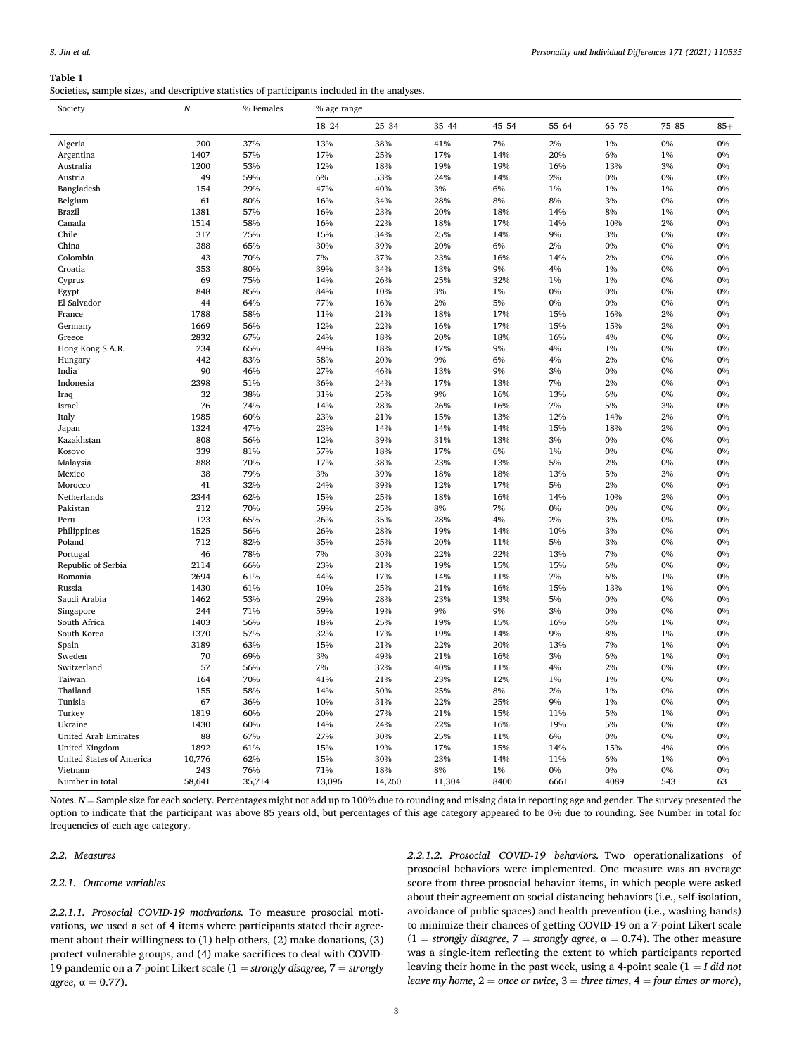**Table 1**
Societies, sample sizes, and descriptive statistics of participants included in the analyses.

| Society | *N* | % Females | % age range | | | | | | | |
|---|---|---|---|---|---|---|---|---|---|---|
| | | | 18–24 | 25–34 | 35–44 | 45–54 | 55–64 | 65–75 | 75–85 | 85+ |
| Algeria | 200 | 37% | 13% | 38% | 41% | 7% | 2% | 1% | 0% | 0% |
| Argentina | 1407 | 57% | 17% | 25% | 17% | 14% | 20% | 6% | 1% | 0% |
| Australia | 1200 | 53% | 12% | 18% | 19% | 19% | 16% | 13% | 3% | 0% |
| Austria | 49 | 59% | 6% | 53% | 24% | 14% | 2% | 0% | 0% | 0% |
| Bangladesh | 154 | 29% | 47% | 40% | 3% | 6% | 1% | 1% | 1% | 0% |
| Belgium | 61 | 80% | 16% | 34% | 28% | 8% | 8% | 3% | 0% | 0% |
| Brazil | 1381 | 57% | 16% | 23% | 20% | 18% | 14% | 8% | 1% | 0% |
| Canada | 1514 | 58% | 16% | 22% | 18% | 17% | 14% | 10% | 2% | 0% |
| Chile | 317 | 75% | 15% | 34% | 25% | 14% | 9% | 3% | 0% | 0% |
| China | 388 | 65% | 30% | 39% | 20% | 6% | 2% | 0% | 0% | 0% |
| Colombia | 43 | 70% | 7% | 37% | 23% | 16% | 14% | 2% | 0% | 0% |
| Croatia | 353 | 80% | 39% | 34% | 13% | 9% | 4% | 1% | 0% | 0% |
| Cyprus | 69 | 75% | 14% | 26% | 25% | 32% | 1% | 1% | 0% | 0% |
| Egypt | 848 | 85% | 84% | 10% | 3% | 1% | 0% | 0% | 0% | 0% |
| El Salvador | 44 | 64% | 77% | 16% | 2% | 5% | 0% | 0% | 0% | 0% |
| France | 1788 | 58% | 11% | 21% | 18% | 17% | 15% | 16% | 2% | 0% |
| Germany | 1669 | 56% | 12% | 22% | 16% | 17% | 15% | 15% | 2% | 0% |
| Greece | 2832 | 67% | 24% | 18% | 20% | 18% | 16% | 4% | 0% | 0% |
| Hong Kong S.A.R. | 234 | 65% | 49% | 18% | 17% | 9% | 4% | 1% | 0% | 0% |
| Hungary | 442 | 83% | 58% | 20% | 9% | 6% | 4% | 2% | 0% | 0% |
| India | 90 | 46% | 27% | 46% | 13% | 9% | 3% | 0% | 0% | 0% |
| Indonesia | 2398 | 51% | 36% | 24% | 17% | 13% | 7% | 2% | 0% | 0% |
| Iraq | 32 | 38% | 31% | 25% | 9% | 16% | 13% | 6% | 0% | 0% |
| Israel | 76 | 74% | 14% | 28% | 26% | 16% | 7% | 5% | 3% | 0% |
| Italy | 1985 | 60% | 23% | 21% | 15% | 13% | 12% | 14% | 2% | 0% |
| Japan | 1324 | 47% | 23% | 14% | 14% | 14% | 15% | 18% | 2% | 0% |
| Kazakhstan | 808 | 56% | 12% | 39% | 31% | 13% | 3% | 0% | 0% | 0% |
| Kosovo | 339 | 81% | 57% | 18% | 17% | 6% | 1% | 0% | 0% | 0% |
| Malaysia | 888 | 70% | 17% | 38% | 23% | 13% | 5% | 2% | 0% | 0% |
| Mexico | 38 | 79% | 3% | 39% | 18% | 18% | 13% | 5% | 3% | 0% |
| Morocco | 41 | 32% | 24% | 39% | 12% | 17% | 5% | 2% | 0% | 0% |
| Netherlands | 2344 | 62% | 15% | 25% | 18% | 16% | 14% | 10% | 2% | 0% |
| Pakistan | 212 | 70% | 59% | 25% | 8% | 7% | 0% | 0% | 0% | 0% |
| Peru | 123 | 65% | 26% | 35% | 28% | 4% | 2% | 3% | 0% | 0% |
| Philippines | 1525 | 56% | 26% | 28% | 19% | 14% | 10% | 3% | 0% | 0% |
| Poland | 712 | 82% | 35% | 25% | 20% | 11% | 5% | 3% | 0% | 0% |
| Portugal | 46 | 78% | 7% | 30% | 22% | 22% | 13% | 7% | 0% | 0% |
| Republic of Serbia | 2114 | 66% | 23% | 21% | 19% | 15% | 15% | 6% | 0% | 0% |
| Romania | 2694 | 61% | 44% | 17% | 14% | 11% | 7% | 6% | 1% | 0% |
| Russia | 1430 | 61% | 10% | 25% | 21% | 16% | 15% | 13% | 1% | 0% |
| Saudi Arabia | 1462 | 53% | 29% | 28% | 23% | 13% | 5% | 0% | 0% | 0% |
| Singapore | 244 | 71% | 59% | 19% | 9% | 9% | 3% | 0% | 0% | 0% |
| South Africa | 1403 | 56% | 18% | 25% | 19% | 15% | 16% | 6% | 1% | 0% |
| South Korea | 1370 | 57% | 32% | 17% | 19% | 14% | 9% | 8% | 1% | 0% |
| Spain | 3189 | 63% | 15% | 21% | 22% | 20% | 13% | 7% | 1% | 0% |
| Sweden | 70 | 69% | 3% | 49% | 21% | 16% | 3% | 6% | 1% | 0% |
| Switzerland | 57 | 56% | 7% | 32% | 40% | 11% | 4% | 2% | 0% | 0% |
| Taiwan | 164 | 70% | 41% | 21% | 23% | 12% | 1% | 1% | 0% | 0% |
| Thailand | 155 | 58% | 14% | 50% | 25% | 8% | 2% | 1% | 0% | 0% |
| Tunisia | 67 | 36% | 10% | 31% | 22% | 25% | 9% | 1% | 0% | 0% |
| Turkey | 1819 | 60% | 20% | 27% | 21% | 15% | 11% | 5% | 1% | 0% |
| Ukraine | 1430 | 60% | 14% | 24% | 22% | 16% | 19% | 5% | 0% | 0% |
| United Arab Emirates | 88 | 67% | 27% | 30% | 25% | 11% | 6% | 0% | 0% | 0% |
| United Kingdom | 1892 | 61% | 15% | 19% | 17% | 15% | 14% | 15% | 4% | 0% |
| United States of America | 10,776 | 62% | 15% | 30% | 23% | 14% | 11% | 6% | 1% | 0% |
| Vietnam | 243 | 76% | 71% | 18% | 8% | 1% | 0% | 0% | 0% | 0% |
| Number in total | 58,641 | 35,714 | 13,096 | 14,260 | 11,304 | 8400 | 6661 | 4089 | 543 | 63 |

Notes. $N$ = Sample size for each society. Percentages might not add up to 100% due to rounding and missing data in reporting age and gender. The survey presented the option to indicate that the participant was above 85 years old, but percentages of this age category appeared to be 0% due to rounding. See Number in total for frequencies of each age category.

### 2.2. Measures

#### 2.2.1. Outcome variables

*2.2.1.1. Prosocial COVID-19 motivations.* To measure prosocial motivations, we used a set of 4 items where participants stated their agreement about their willingness to (1) help others, (2) make donations, (3) protect vulnerable groups, and (4) make sacrifices to deal with COVID-19 pandemic on a 7-point Likert scale (1 = *strongly disagree*, 7 = *strongly agree*, $\alpha = 0.77$).

*2.2.1.2. Prosocial COVID-19 behaviors.* Two operationalizations of prosocial behaviors were implemented. One measure was an average score from three prosocial behavior items, in which people were asked about their agreement on social distancing behaviors (i.e., self-isolation, avoidance of public spaces) and health prevention (i.e., washing hands) to minimize their chances of getting COVID-19 on a 7-point Likert scale (1 = *strongly disagree*, 7 = *strongly agree*, $\alpha = 0.74$). The other measure was a single-item reflecting the extent to which participants reported leaving their home in the past week, using a 4-point scale (1 = *I did not leave my home*, 2 = *once or twice*, 3 = *three times*, 4 = *four times or more*),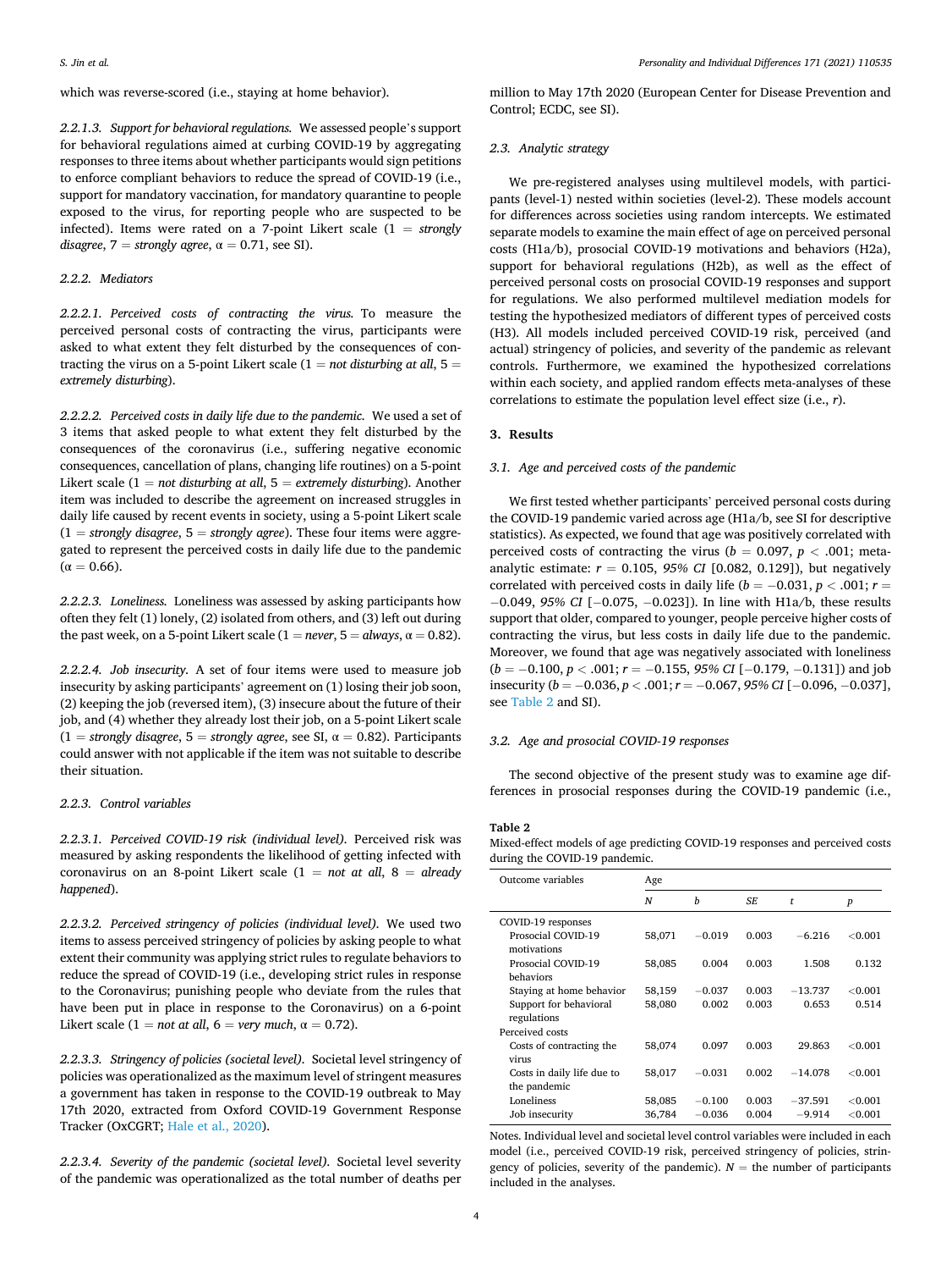which was reverse-scored (i.e., staying at home behavior).

*2.2.1.3. Support for behavioral regulations.* We assessed people's support for behavioral regulations aimed at curbing COVID-19 by aggregating responses to three items about whether participants would sign petitions to enforce compliant behaviors to reduce the spread of COVID-19 (i.e., support for mandatory vaccination, for mandatory quarantine to people exposed to the virus, for reporting people who are suspected to be infected). Items were rated on a 7-point Likert scale (1 = *strongly disagree*, 7 = *strongly agree*, α = 0.71, see SI).

### 2.2.2. Mediators

*2.2.2.1. Perceived costs of contracting the virus.* To measure the perceived personal costs of contracting the virus, participants were asked to what extent they felt disturbed by the consequences of contracting the virus on a 5-point Likert scale (1 = *not disturbing at all*, 5 = *extremely disturbing*).

*2.2.2.2. Perceived costs in daily life due to the pandemic.* We used a set of 3 items that asked people to what extent they felt disturbed by the consequences of the coronavirus (i.e., suffering negative economic consequences, cancellation of plans, changing life routines) on a 5-point Likert scale (1 = *not disturbing at all*, 5 = *extremely disturbing*). Another item was included to describe the agreement on increased struggles in daily life caused by recent events in society, using a 5-point Likert scale (1 = *strongly disagree*, 5 = *strongly agree*). These four items were aggregated to represent the perceived costs in daily life due to the pandemic (α = 0.66).

*2.2.2.3. Loneliness.* Loneliness was assessed by asking participants how often they felt (1) lonely, (2) isolated from others, and (3) left out during the past week, on a 5-point Likert scale (1 = *never*, 5 = *always*, α = 0.82).

*2.2.2.4. Job insecurity.* A set of four items were used to measure job insecurity by asking participants' agreement on (1) losing their job soon, (2) keeping the job (reversed item), (3) insecure about the future of their job, and (4) whether they already lost their job, on a 5-point Likert scale (1 = *strongly disagree*, 5 = *strongly agree*, see SI, α = 0.82). Participants could answer with not applicable if the item was not suitable to describe their situation.

### 2.2.3. Control variables

*2.2.3.1. Perceived COVID-19 risk (individual level).* Perceived risk was measured by asking respondents the likelihood of getting infected with coronavirus on an 8-point Likert scale (1 = *not at all*, 8 = *already happened*).

*2.2.3.2. Perceived stringency of policies (individual level).* We used two items to assess perceived stringency of policies by asking people to what extent their community was applying strict rules to regulate behaviors to reduce the spread of COVID-19 (i.e., developing strict rules in response to the Coronavirus; punishing people who deviate from the rules that have been put in place in response to the Coronavirus) on a 6-point Likert scale (1 = *not at all*, 6 = *very much*, α = 0.72).

*2.2.3.3. Stringency of policies (societal level).* Societal level stringency of policies was operationalized as the maximum level of stringent measures a government has taken in response to the COVID-19 outbreak to May 17th 2020, extracted from Oxford COVID-19 Government Response Tracker (OxCGRT; Hale et al., 2020).

*2.2.3.4. Severity of the pandemic (societal level).* Societal level severity of the pandemic was operationalized as the total number of deaths per million to May 17th 2020 (European Center for Disease Prevention and Control; ECDC, see SI).

## 2.3. Analytic strategy

We pre-registered analyses using multilevel models, with participants (level-1) nested within societies (level-2). These models account for differences across societies using random intercepts. We estimated separate models to examine the main effect of age on perceived personal costs (H1a/b), prosocial COVID-19 motivations and behaviors (H2a), support for behavioral regulations (H2b), as well as the effect of perceived personal costs on prosocial COVID-19 responses and support for regulations. We also performed multilevel mediation models for testing the hypothesized mediators of different types of perceived costs (H3). All models included perceived COVID-19 risk, perceived (and actual) stringency of policies, and severity of the pandemic as relevant controls. Furthermore, we examined the hypothesized correlations within each society, and applied random effects meta-analyses of these correlations to estimate the population level effect size (i.e., *r*).

# 3. Results

## 3.1. Age and perceived costs of the pandemic

We first tested whether participants' perceived personal costs during the COVID-19 pandemic varied across age (H1a/b, see SI for descriptive statistics). As expected, we found that age was positively correlated with perceived costs of contracting the virus ($b = 0.097$, $p < .001$; meta-analytic estimate: $r = 0.105$, *95% CI* [0.082, 0.129]), but negatively correlated with perceived costs in daily life ($b = -0.031$, $p < .001$; $r = -0.049$, *95% CI* [−0.075, −0.023]). In line with H1a/b, these results support that older, compared to younger, people perceive higher costs of contracting the virus, but less costs in daily life due to the pandemic. Moreover, we found that age was negatively associated with loneliness ($b = -0.100$, $p < .001$; $r = -0.155$, *95% CI* [−0.179, −0.131]) and job insecurity ($b = -0.036$, $p < .001$; $r = -0.067$, *95% CI* [−0.096, −0.037], see Table 2 and SI).

## 3.2. Age and prosocial COVID-19 responses

The second objective of the present study was to examine age differences in prosocial responses during the COVID-19 pandemic (i.e.,

**Table 2**
Mixed-effect models of age predicting COVID-19 responses and perceived costs during the COVID-19 pandemic.

| Outcome variables | Age | | | | |
|---|---|---|---|---|---|
| | *N* | *b* | *SE* | *t* | *p* |
| COVID-19 responses | | | | | |
| Prosocial COVID-19 motivations | 58,071 | −0.019 | 0.003 | −6.216 | <0.001 |
| Prosocial COVID-19 behaviors | 58,085 | 0.004 | 0.003 | 1.508 | 0.132 |
| Staying at home behavior | 58,159 | −0.037 | 0.003 | −13.737 | <0.001 |
| Support for behavioral regulations | 58,080 | 0.002 | 0.003 | 0.653 | 0.514 |
| Perceived costs | | | | | |
| Costs of contracting the virus | 58,074 | 0.097 | 0.003 | 29.863 | <0.001 |
| Costs in daily life due to the pandemic | 58,017 | −0.031 | 0.002 | −14.078 | <0.001 |
| Loneliness | 58,085 | −0.100 | 0.003 | −37.591 | <0.001 |
| Job insecurity | 36,784 | −0.036 | 0.004 | −9.914 | <0.001 |

Notes. Individual level and societal level control variables were included in each model (i.e., perceived COVID-19 risk, perceived stringency of policies, stringency of policies, severity of the pandemic). *N* = the number of participants included in the analyses.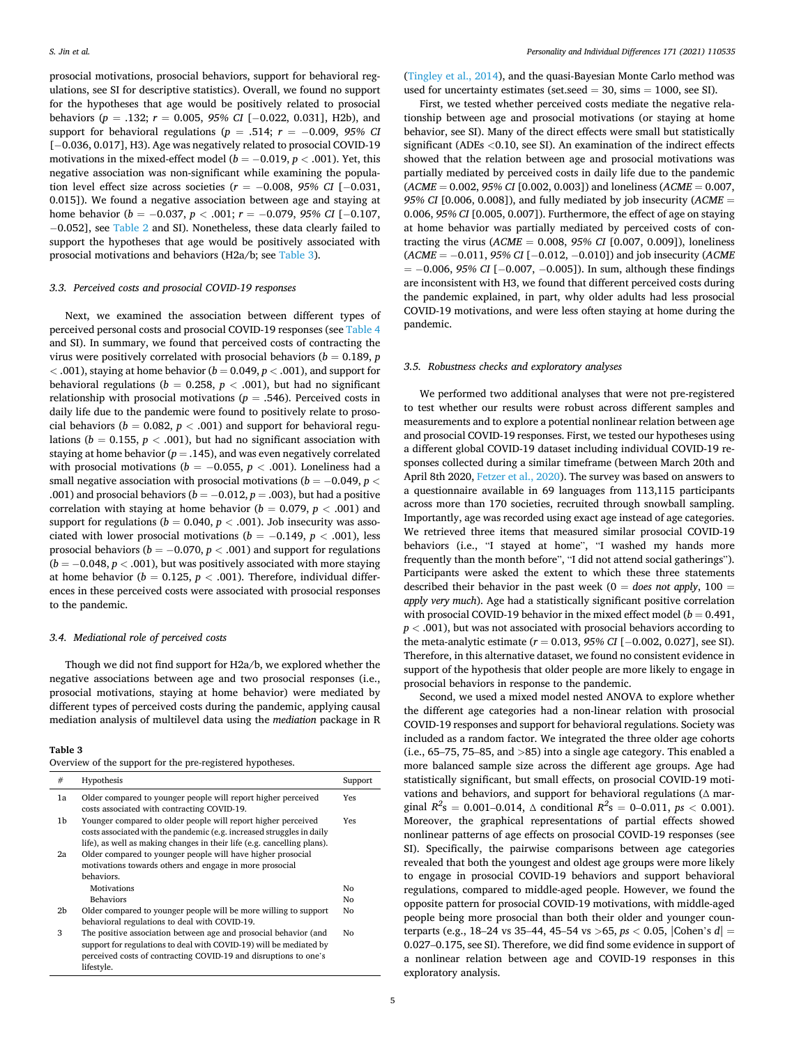prosocial motivations, prosocial behaviors, support for behavioral regulations, see SI for descriptive statistics). Overall, we found no support for the hypotheses that age would be positively related to prosocial behaviors ($p$ = .132; $r$ = 0.005, *95% CI* [−0.022, 0.031], H2b), and support for behavioral regulations ($p$ = .514; $r$ = −0.009, *95% CI* [−0.036, 0.017], H3). Age was negatively related to prosocial COVID-19 motivations in the mixed-effect model ($b$ = −0.019, $p$ < .001). Yet, this negative association was non-significant while examining the population level effect size across societies ($r$ = −0.008, *95% CI* [−0.031, 0.015]). We found a negative association between age and staying at home behavior ($b$ = −0.037, $p$ < .001; $r$ = −0.079, *95% CI* [−0.107, −0.052], see Table 2 and SI). Nonetheless, these data clearly failed to support the hypotheses that age would be positively associated with prosocial motivations and behaviors (H2a/b; see Table 3).

### 3.3. Perceived costs and prosocial COVID-19 responses

Next, we examined the association between different types of perceived personal costs and prosocial COVID-19 responses (see Table 4 and SI). In summary, we found that perceived costs of contracting the virus were positively correlated with prosocial behaviors ($b$ = 0.189, $p$ < .001), staying at home behavior ($b$ = 0.049, $p$ < .001), and support for behavioral regulations ($b$ = 0.258, $p$ < .001), but had no significant relationship with prosocial motivations ($p$ = .546). Perceived costs in daily life due to the pandemic were found to positively relate to prosocial behaviors ($b$ = 0.082, $p$ < .001) and support for behavioral regulations ($b$ = 0.155, $p$ < .001), but had no significant association with staying at home behavior ($p$ = .145), and was even negatively correlated with prosocial motivations ($b$ = −0.055, $p$ < .001). Loneliness had a small negative association with prosocial motivations ($b$ = −0.049, $p$ < .001) and prosocial behaviors ($b$ = −0.012, $p$ = .003), but had a positive correlation with staying at home behavior ($b$ = 0.079, $p$ < .001) and support for regulations ($b$ = 0.040, $p$ < .001). Job insecurity was associated with lower prosocial motivations ($b$ = −0.149, $p$ < .001), less prosocial behaviors ($b$ = −0.070, $p$ < .001) and support for regulations ($b$ = −0.048, $p$ < .001), but was positively associated with more staying at home behavior ($b$ = 0.125, $p$ < .001). Therefore, individual differences in these perceived costs were associated with prosocial responses to the pandemic.

### 3.4. Mediational role of perceived costs

Though we did not find support for H2a/b, we explored whether the negative associations between age and two prosocial responses (i.e., prosocial motivations, staying at home behavior) were mediated by different types of perceived costs during the pandemic, applying causal mediation analysis of multilevel data using the *mediation* package in R (Tingley et al., 2014), and the quasi-Bayesian Monte Carlo method was used for uncertainty estimates (set.seed = 30, sims = 1000, see SI).

First, we tested whether perceived costs mediate the negative relationship between age and prosocial motivations (or staying at home behavior, see SI). Many of the direct effects were small but statistically significant (ADEs <0.10, see SI). An examination of the indirect effects showed that the relation between age and prosocial motivations was partially mediated by perceived costs in daily life due to the pandemic (*ACME* = 0.002, *95% CI* [0.002, 0.003]) and loneliness (*ACME* = 0.007, *95% CI* [0.006, 0.008]), and fully mediated by job insecurity (*ACME* = 0.006, *95% CI* [0.005, 0.007]). Furthermore, the effect of age on staying at home behavior was partially mediated by perceived costs of contracting the virus (*ACME* = 0.008, *95% CI* [0.007, 0.009]), loneliness (*ACME* = −0.011, *95% CI* [−0.012, −0.010]) and job insecurity (*ACME* = −0.006, *95% CI* [−0.007, −0.005]). In sum, although these findings are inconsistent with H3, we found that different perceived costs during the pandemic explained, in part, why older adults had less prosocial COVID-19 motivations, and were less often staying at home during the pandemic.

**Table 3**
Overview of the support for the pre-registered hypotheses.

| # | Hypothesis | Support |
|---|---|---|
| 1a | Older compared to younger people will report higher perceived costs associated with contracting COVID-19. | Yes |
| 1b | Younger compared to older people will report higher perceived costs associated with the pandemic (e.g. increased struggles in daily life), as well as making changes in their life (e.g. cancelling plans). | Yes |
| 2a | Older compared to younger people will have higher prosocial motivations towards others and engage in more prosocial behaviors. | |
| | Motivations | No |
| | Behaviors | No |
| 2b | Older compared to younger people will be more willing to support behavioral regulations to deal with COVID-19. | No |
| 3 | The positive association between age and prosocial behavior (and support for regulations to deal with COVID-19) will be mediated by perceived costs of contracting COVID-19 and disruptions to one's lifestyle. | No |

### 3.5. Robustness checks and exploratory analyses

We performed two additional analyses that were not pre-registered to test whether our results were robust across different samples and measurements and to explore a potential nonlinear relation between age and prosocial COVID-19 responses. First, we tested our hypotheses using a different global COVID-19 dataset including individual COVID-19 responses collected during a similar timeframe (between March 20th and April 8th 2020, Fetzer et al., 2020). The survey was based on answers to a questionnaire available in 69 languages from 113,115 participants across more than 170 societies, recruited through snowball sampling. Importantly, age was recorded using exact age instead of age categories. We retrieved three items that measured similar prosocial COVID-19 behaviors (i.e., "I stayed at home", "I washed my hands more frequently than the month before", "I did not attend social gatherings"). Participants were asked the extent to which these three statements described their behavior in the past week (0 = *does not apply*, 100 = *apply very much*). Age had a statistically significant positive correlation with prosocial COVID-19 behavior in the mixed effect model ($b$ = 0.491, $p$ < .001), but was not associated with prosocial behaviors according to the meta-analytic estimate ($r$ = 0.013, *95% CI* [−0.002, 0.027], see SI). Therefore, in this alternative dataset, we found no consistent evidence in support of the hypothesis that older people are more likely to engage in prosocial behaviors in response to the pandemic.

Second, we used a mixed model nested ANOVA to explore whether the different age categories had a non-linear relation with prosocial COVID-19 responses and support for behavioral regulations. Society was included as a random factor. We integrated the three older age cohorts (i.e., 65–75, 75–85, and >85) into a single age category. This enabled a more balanced sample size across the different age groups. Age had statistically significant, but small effects, on prosocial COVID-19 motivations and behaviors, and support for behavioral regulations (Δ marginal $R^2$s = 0.001–0.014, Δ conditional $R^2$s = 0–0.011, $ps$ < 0.001). Moreover, the graphical representations of partial effects showed nonlinear patterns of age effects on prosocial COVID-19 responses (see SI). Specifically, the pairwise comparisons between age categories revealed that both the youngest and oldest age groups were more likely to engage in prosocial COVID-19 behaviors and support behavioral regulations, compared to middle-aged people. However, we found the opposite pattern for prosocial COVID-19 motivations, with middle-aged people being more prosocial than both their older and younger counterparts (e.g., 18–24 vs 35–44, 45–54 vs >65, $ps$ < 0.05, |Cohen's $d$| = 0.027–0.175, see SI). Therefore, we did find some evidence in support of a nonlinear relation between age and COVID-19 responses in this exploratory analysis.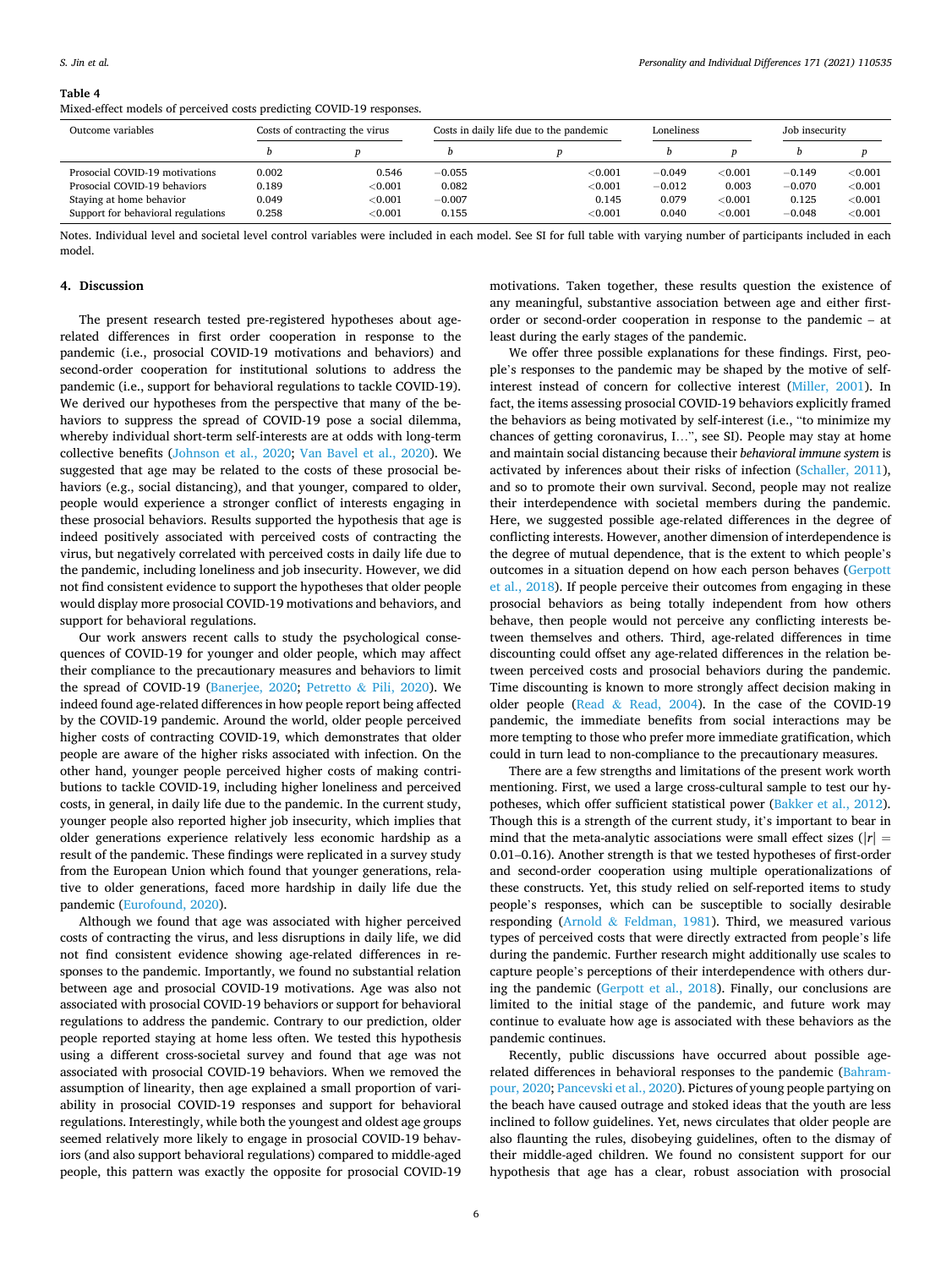**Table 4**
Mixed-effect models of perceived costs predicting COVID-19 responses.

| Outcome variables | Costs of contracting the virus | | Costs in daily life due to the pandemic | | Loneliness | | Job insecurity | |
|---|---|---|---|---|---|---|---|---|
| | $b$ | $p$ | $b$ | $p$ | $b$ | $p$ | $b$ | $p$ |
| Prosocial COVID-19 motivations | 0.002 | 0.546 | −0.055 | <0.001 | −0.049 | <0.001 | −0.149 | <0.001 |
| Prosocial COVID-19 behaviors | 0.189 | <0.001 | 0.082 | <0.001 | −0.012 | 0.003 | −0.070 | <0.001 |
| Staying at home behavior | 0.049 | <0.001 | −0.007 | 0.145 | 0.079 | <0.001 | 0.125 | <0.001 |
| Support for behavioral regulations | 0.258 | <0.001 | 0.155 | <0.001 | 0.040 | <0.001 | −0.048 | <0.001 |

Notes. Individual level and societal level control variables were included in each model. See SI for full table with varying number of participants included in each model.

## 4. Discussion

The present research tested pre-registered hypotheses about age-related differences in first order cooperation in response to the pandemic (i.e., prosocial COVID-19 motivations and behaviors) and second-order cooperation for institutional solutions to address the pandemic (i.e., support for behavioral regulations to tackle COVID-19). We derived our hypotheses from the perspective that many of the behaviors to suppress the spread of COVID-19 pose a social dilemma, whereby individual short-term self-interests are at odds with long-term collective benefits (Johnson et al., 2020; Van Bavel et al., 2020). We suggested that age may be related to the costs of these prosocial behaviors (e.g., social distancing), and that younger, compared to older, people would experience a stronger conflict of interests engaging in these prosocial behaviors. Results supported the hypothesis that age is indeed positively associated with perceived costs of contracting the virus, but negatively correlated with perceived costs in daily life due to the pandemic, including loneliness and job insecurity. However, we did not find consistent evidence to support the hypotheses that older people would display more prosocial COVID-19 motivations and behaviors, and support for behavioral regulations.

Our work answers recent calls to study the psychological consequences of COVID-19 for younger and older people, which may affect their compliance to the precautionary measures and behaviors to limit the spread of COVID-19 (Banerjee, 2020; Petretto & Pili, 2020). We indeed found age-related differences in how people report being affected by the COVID-19 pandemic. Around the world, older people perceived higher costs of contracting COVID-19, which demonstrates that older people are aware of the higher risks associated with infection. On the other hand, younger people perceived higher costs of making contributions to tackle COVID-19, including higher loneliness and perceived costs, in general, in daily life due to the pandemic. In the current study, younger people also reported higher job insecurity, which implies that older generations experience relatively less economic hardship as a result of the pandemic. These findings were replicated in a survey study from the European Union which found that younger generations, relative to older generations, faced more hardship in daily life due the pandemic (Eurofound, 2020).

Although we found that age was associated with higher perceived costs of contracting the virus, and less disruptions in daily life, we did not find consistent evidence showing age-related differences in responses to the pandemic. Importantly, we found no substantial relation between age and prosocial COVID-19 motivations. Age was also not associated with prosocial COVID-19 behaviors or support for behavioral regulations to address the pandemic. Contrary to our prediction, older people reported staying at home less often. We tested this hypothesis using a different cross-societal survey and found that age was not associated with prosocial COVID-19 behaviors. When we removed the assumption of linearity, then age explained a small proportion of variability in prosocial COVID-19 responses and support for behavioral regulations. Interestingly, while both the youngest and oldest age groups seemed relatively more likely to engage in prosocial COVID-19 behaviors (and also support behavioral regulations) compared to middle-aged people, this pattern was exactly the opposite for prosocial COVID-19 motivations. Taken together, these results question the existence of any meaningful, substantive association between age and either first-order or second-order cooperation in response to the pandemic – at least during the early stages of the pandemic.

We offer three possible explanations for these findings. First, people's responses to the pandemic may be shaped by the motive of self-interest instead of concern for collective interest (Miller, 2001). In fact, the items assessing prosocial COVID-19 behaviors explicitly framed the behaviors as being motivated by self-interest (i.e., "to minimize my chances of getting coronavirus, I…", see SI). People may stay at home and maintain social distancing because their *behavioral immune system* is activated by inferences about their risks of infection (Schaller, 2011), and so to promote their own survival. Second, people may not realize their interdependence with societal members during the pandemic. Here, we suggested possible age-related differences in the degree of conflicting interests. However, another dimension of interdependence is the degree of mutual dependence, that is the extent to which people's outcomes in a situation depend on how each person behaves (Gerpott et al., 2018). If people perceive their outcomes from engaging in these prosocial behaviors as being totally independent from how others behave, then people would not perceive any conflicting interests between themselves and others. Third, age-related differences in time discounting could offset any age-related differences in the relation between perceived costs and prosocial behaviors during the pandemic. Time discounting is known to more strongly affect decision making in older people (Read & Read, 2004). In the case of the COVID-19 pandemic, the immediate benefits from social interactions may be more tempting to those who prefer more immediate gratification, which could in turn lead to non-compliance to the precautionary measures.

There are a few strengths and limitations of the present work worth mentioning. First, we used a large cross-cultural sample to test our hypotheses, which offer sufficient statistical power (Bakker et al., 2012). Though this is a strength of the current study, it's important to bear in mind that the meta-analytic associations were small effect sizes ($|r| = 0.01–0.16$). Another strength is that we tested hypotheses of first-order and second-order cooperation using multiple operationalizations of these constructs. Yet, this study relied on self-reported items to study people's responses, which can be susceptible to socially desirable responding (Arnold & Feldman, 1981). Third, we measured various types of perceived costs that were directly extracted from people's life during the pandemic. Further research might additionally use scales to capture people's perceptions of their interdependence with others during the pandemic (Gerpott et al., 2018). Finally, our conclusions are limited to the initial stage of the pandemic, and future work may continue to evaluate how age is associated with these behaviors as the pandemic continues.

Recently, public discussions have occurred about possible age-related differences in behavioral responses to the pandemic (Bahrampour, 2020; Pancevski et al., 2020). Pictures of young people partying on the beach have caused outrage and stoked ideas that the youth are less inclined to follow guidelines. Yet, news circulates that older people are also flaunting the rules, disobeying guidelines, often to the dismay of their middle-aged children. We found no consistent support for our hypothesis that age has a clear, robust association with prosocial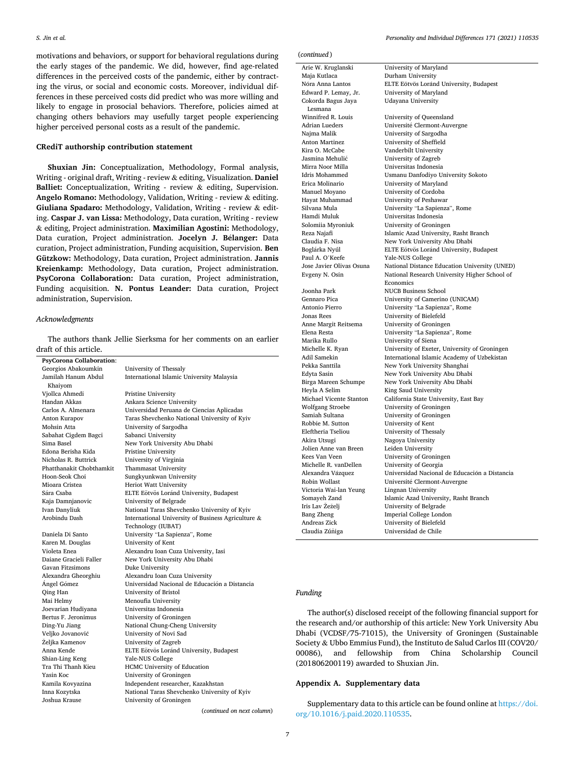motivations and behaviors, or support for behavioral regulations during the early stages of the pandemic. We did, however, find age-related differences in the perceived costs of the pandemic, either by contracting the virus, or social and economic costs. Moreover, individual differences in these perceived costs did predict who was more willing and likely to engage in prosocial behaviors. Therefore, policies aimed at changing others behaviors may usefully target people experiencing higher perceived personal costs as a result of the pandemic.

## CRediT authorship contribution statement

**Shuxian Jin:** Conceptualization, Methodology, Formal analysis, Writing - original draft, Writing - review & editing, Visualization. **Daniel Balliet:** Conceptualization, Writing - review & editing, Supervision. **Angelo Romano:** Methodology, Validation, Writing - review & editing. **Giuliana Spadaro:** Methodology, Validation, Writing - review & editing. **Caspar J. van Lissa:** Methodology, Data curation, Writing - review & editing, Project administration. **Maximilian Agostini:** Methodology, Data curation, Project administration. **Jocelyn J. Bélanger:** Data curation, Project administration, Funding acquisition, Supervision. **Ben Gützkow:** Methodology, Data curation, Project administration. **Jannis Kreienkamp:** Methodology, Data curation, Project administration. **PsyCorona Collaboration:** Data curation, Project administration, Funding acquisition. **N. Pontus Leander:** Data curation, Project administration, Supervision.

### *Acknowledgments*

The authors thank Jellie Sierksma for her comments on an earlier draft of this article.

| **PsyCorona Collaboration**: | |
|---|---|
| Georgios Abakoumkin | University of Thessaly |
| Jamilah Hanum Abdul Khaiyom | International Islamic University Malaysia |
| Vjollca Ahmedi | Pristine University |
| Handan Akkas | Ankara Science University |
| Carlos A. Almenara | Universidad Peruana de Ciencias Aplicadas |
| Anton Kurapov | Taras Shevchenko National University of Kyiv |
| Mohsin Atta | University of Sargodha |
| Sabahat Cigdem Bagci | Sabanci University |
| Sima Basel | New York University Abu Dhabi |
| Edona Berisha Kida | Pristine University |
| Nicholas R. Buttrick | University of Virginia |
| Phatthanakit Chobthamkit | Thammasat University |
| Hoon-Seok Choi | Sungkyunkwan University |
| Mioara Cristea | Heriot Watt University |
| Sára Csaba | ELTE Eötvös Loránd University, Budapest |
| Kaja Damnjanovic | University of Belgrade |
| Ivan Danyliuk | National Taras Shevchenko University of Kyiv |
| Arobindu Dash | International University of Business Agriculture & Technology (IUBAT) |
| Daniela Di Santo | University "La Sapienza", Rome |
| Karen M. Douglas | University of Kent |
| Violeta Enea | Alexandru Ioan Cuza University, Iasi |
| Daiane Gracieli Faller | New York University Abu Dhabi |
| Gavan Fitzsimons | Duke University |
| Alexandra Gheorghiu | Alexandru Ioan Cuza University |
| Ángel Gómez | Universidad Nacional de Educación a Distancia |
| Qing Han | University of Bristol |
| Mai Helmy | Menoufia University |
| Joevarian Hudiyana | Universitas Indonesia |
| Bertus F. Jeronimus | University of Groningen |
| Ding-Yu Jiang | National Chung-Cheng University |
| Veljko Jovanović | University of Novi Sad |
| Željka Kamenov | University of Zagreb |
| Anna Kende | ELTE Eötvös Loránd University, Budapest |
| Shian-Ling Keng | Yale-NUS College |
| Tra Thi Thanh Kieu | HCMC University of Education |
| Yasin Koc | University of Groningen |
| Kamila Kovyazina | Independent researcher, Kazakhstan |
| Inna Kozytska | National Taras Shevchenko University of Kyiv |
| Joshua Krause | University of Groningen |
| Arie W. Kruglanski | University of Maryland |
| Maja Kutlaca | Durham University |
| Nóra Anna Lantos | ELTE Eötvös Loránd University, Budapest |
| Edward P. Lemay, Jr. | University of Maryland |
| Cokorda Bagus Jaya Lesmana | Udayana University |
| Winnifred R. Louis | University of Queensland |
| Adrian Lueders | Université Clermont-Auvergne |
| Najma Malik | University of Sargodha |
| Anton Martinez | University of Sheffield |
| Kira O. McCabe | Vanderbilt University |
| Jasmina Mehulić | University of Zagreb |
| Mirra Noor Milla | Universitas Indonesia |
| Idris Mohammed | Usmanu Danfodiyo University Sokoto |
| Erica Molinario | University of Maryland |
| Manuel Moyano | University of Cordoba |
| Hayat Muhammad | University of Peshawar |
| Silvana Mula | University "La Sapienza", Rome |
| Hamdi Muluk | Universitas Indonesia |
| Solomiia Myroniuk | University of Groningen |
| Reza Najafi | Islamic Azad University, Rasht Branch |
| Claudia F. Nisa | New York University Abu Dhabi |
| Boglárka Nyúl | ELTE Eötvös Loránd University, Budapest |
| Paul A. O'Keefe | Yale-NUS College |
| Jose Javier Olivas Osuna | National Distance Education University (UNED) |
| Evgeny N. Osin | National Research University Higher School of Economics |
| Joonha Park | NUCB Business School |
| Gennaro Pica | University of Camerino (UNICAM) |
| Antonio Pierro | University "La Sapienza", Rome |
| Jonas Rees | University of Bielefeld |
| Anne Margit Reitsema | University of Groningen |
| Elena Resta | University "La Sapienza", Rome |
| Marika Rullo | University of Siena |
| Michelle K. Ryan | University of Exeter, University of Groningen |
| Adil Samekin | International Islamic Academy of Uzbekistan |
| Pekka Santtila | New York University Shanghai |
| Edyta Sasin | New York University Abu Dhabi |
| Birga Mareen Schumpe | New York University Abu Dhabi |
| Heyla A Selim | King Saud University |
| Michael Vicente Stanton | California State University, East Bay |
| Wolfgang Stroebe | University of Groningen |
| Samiah Sultana | University of Groningen |
| Robbie M. Sutton | University of Kent |
| Eleftheria Tseliou | University of Thessaly |
| Akira Utsugi | Nagoya University |
| Jolien Anne van Breen | Leiden University |
| Kees Van Veen | University of Groningen |
| Michelle R. vanDellen | University of Georgia |
| Alexandra Vázquez | Universidad Nacional de Educación a Distancia |
| Robin Wollast | Université Clermont-Auvergne |
| Victoria Wai-lan Yeung | Lingnan University |
| Somayeh Zand | Islamic Azad University, Rasht Branch |
| Iris Lav Žeželj | University of Belgrade |
| Bang Zheng | Imperial College London |
| Andreas Zick | University of Bielefeld |
| Claudia Zúñiga | Universidad de Chile |

### *Funding*

The author(s) disclosed receipt of the following financial support for the research and/or authorship of this article: New York University Abu Dhabi (VCDSF/75-71015), the University of Groningen (Sustainable Society & Ubbo Emmius Fund), the Instituto de Salud Carlos III (COV20/00086), and fellowship from China Scholarship Council (201806200119) awarded to Shuxian Jin.

## Appendix A. Supplementary data

Supplementary data to this article can be found online at https://doi.org/10.1016/j.paid.2020.110535.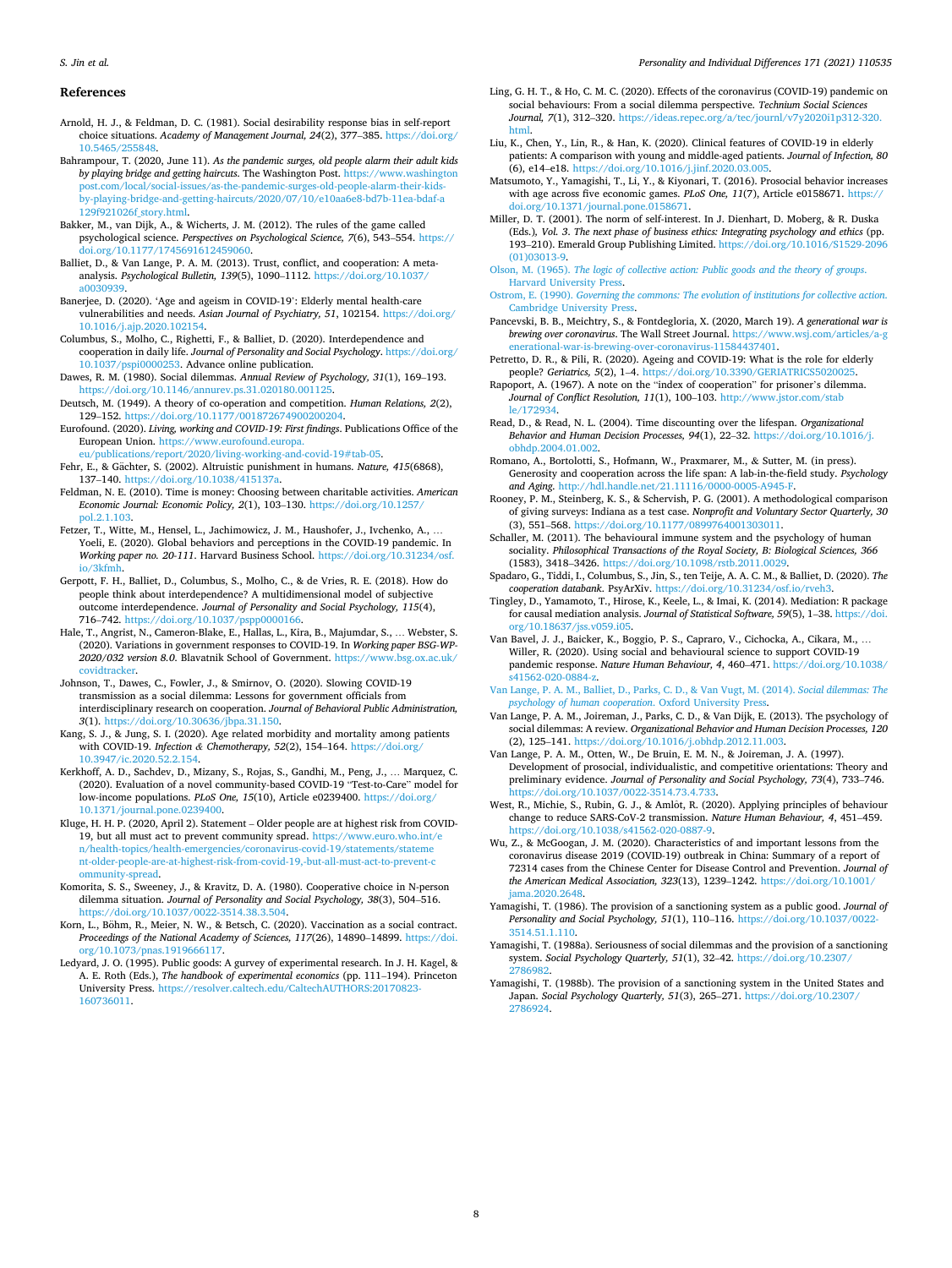## References

Arnold, H. J., & Feldman, D. C. (1981). Social desirability response bias in self-report choice situations. *Academy of Management Journal, 24*(2), 377–385. https://doi.org/10.5465/255848.

Bahrampour, T. (2020, June 11). *As the pandemic surges, old people alarm their adult kids by playing bridge and getting haircuts*. The Washington Post. https://www.washingtonpost.com/local/social-issues/as-the-pandemic-surges-old-people-alarm-their-kids-by-playing-bridge-and-getting-haircuts/2020/07/10/e10aa6e8-bd7b-11ea-bdaf-a129f921026f_story.html.

Bakker, M., van Dijk, A., & Wicherts, J. M. (2012). The rules of the game called psychological science. *Perspectives on Psychological Science, 7*(6), 543–554. https://doi.org/10.1177/1745691612459060.

Balliet, D., & Van Lange, P. A. M. (2013). Trust, conflict, and cooperation: A meta-analysis. *Psychological Bulletin, 139*(5), 1090–1112. https://doi.org/10.1037/a0030939.

Banerjee, D. (2020). 'Age and ageism in COVID-19': Elderly mental health-care vulnerabilities and needs. *Asian Journal of Psychiatry, 51*, 102154. https://doi.org/10.1016/j.ajp.2020.102154.

Columbus, S., Molho, C., Righetti, F., & Balliet, D. (2020). Interdependence and cooperation in daily life. *Journal of Personality and Social Psychology*. https://doi.org/10.1037/pspi0000253. Advance online publication.

Dawes, R. M. (1980). Social dilemmas. *Annual Review of Psychology, 31*(1), 169–193. https://doi.org/10.1146/annurev.ps.31.020180.001125.

Deutsch, M. (1949). A theory of co-operation and competition. *Human Relations, 2*(2), 129–152. https://doi.org/10.1177/001872674900200204.

Eurofound. (2020). *Living, working and COVID-19: First findings*. Publications Office of the European Union. https://www.eurofound.europa.eu/publications/report/2020/living-working-and-covid-19#tab-05.

Fehr, E., & Gächter, S. (2002). Altruistic punishment in humans. *Nature, 415*(6868), 137–140. https://doi.org/10.1038/415137a.

Feldman, N. E. (2010). Time is money: Choosing between charitable activities. *American Economic Journal: Economic Policy, 2*(1), 103–130. https://doi.org/10.1257/pol.2.1.103.

Fetzer, T., Witte, M., Hensel, L., Jachimowicz, J. M., Haushofer, J., Ivchenko, A., … Yoeli, E. (2020). Global behaviors and perceptions in the COVID-19 pandemic. In *Working paper no. 20-111*. Harvard Business School. https://doi.org/10.31234/osf.io/3kfmh.

Gerpott, F. H., Balliet, D., Columbus, S., Molho, C., & de Vries, R. E. (2018). How do people think about interdependence? A multidimensional model of subjective outcome interdependence. *Journal of Personality and Social Psychology, 115*(4), 716–742. https://doi.org/10.1037/pspp0000166.

Hale, T., Angrist, N., Cameron-Blake, E., Hallas, L., Kira, B., Majumdar, S., … Webster, S. (2020). Variations in government responses to COVID-19. In *Working paper BSG-WP-2020/032 version 8.0*. Blavatnik School of Government. https://www.bsg.ox.ac.uk/covidtracker.

Johnson, T., Dawes, C., Fowler, J., & Smirnov, O. (2020). Slowing COVID-19 transmission as a social dilemma: Lessons for government officials from interdisciplinary research on cooperation. *Journal of Behavioral Public Administration, 3*(1). https://doi.org/10.30636/jbpa.31.150.

Kang, S. J., & Jung, S. I. (2020). Age related morbidity and mortality among patients with COVID-19. *Infection & Chemotherapy, 52*(2), 154–164. https://doi.org/10.3947/ic.2020.52.2.154.

Kerkhoff, A. D., Sachdev, D., Mizany, S., Rojas, S., Gandhi, M., Peng, J., … Marquez, C. (2020). Evaluation of a novel community-based COVID-19 "Test-to-Care" model for low-income populations. *PLoS One, 15*(10), Article e0239400. https://doi.org/10.1371/journal.pone.0239400.

Kluge, H. H. P. (2020, April 2). Statement – Older people are at highest risk from COVID-19, but all must act to prevent community spread. https://www.euro.who.int/en/health-topics/health-emergencies/coronavirus-covid-19/statements/statement-older-people-are-at-highest-risk-from-covid-19,-but-all-must-act-to-prevent-community-spread.

Komorita, S. S., Sweeney, J., & Kravitz, D. A. (1980). Cooperative choice in N-person dilemma situation. *Journal of Personality and Social Psychology, 38*(3), 504–516. https://doi.org/10.1037/0022-3514.38.3.504.

Korn, L., Böhm, R., Meier, N. W., & Betsch, C. (2020). Vaccination as a social contract. *Proceedings of the National Academy of Sciences, 117*(26), 14890–14899. https://doi.org/10.1073/pnas.1919666117.

Ledyard, J. O. (1995). Public goods: A gurvey of experimental research. In J. H. Kagel, & A. E. Roth (Eds.), *The handbook of experimental economics* (pp. 111–194). Princeton University Press. https://resolver.caltech.edu/CaltechAUTHORS:20170823-160736011.

Ling, G. H. T., & Ho, C. M. C. (2020). Effects of the coronavirus (COVID-19) pandemic on social behaviours: From a social dilemma perspective. *Technium Social Sciences Journal, 7*(1), 312–320. https://ideas.repec.org/a/tec/journl/v7y2020i1p312-320.html.

Liu, K., Chen, Y., Lin, R., & Han, K. (2020). Clinical features of COVID-19 in elderly patients: A comparison with young and middle-aged patients. *Journal of Infection, 80*(6), e14–e18. https://doi.org/10.1016/j.jinf.2020.03.005.

Matsumoto, Y., Yamagishi, T., Li, Y., & Kiyonari, T. (2016). Prosocial behavior increases with age across five economic games. *PLoS One, 11*(7), Article e0158671. https://doi.org/10.1371/journal.pone.0158671.

Miller, D. T. (2001). The norm of self-interest. In J. Dienhart, D. Moberg, & R. Duska (Eds.), *Vol. 3. The next phase of business ethics: Integrating psychology and ethics* (pp. 193–210). Emerald Group Publishing Limited. https://doi.org/10.1016/S1529-2096(01)03013-9.

Olson, M. (1965). *The logic of collective action: Public goods and the theory of groups*. Harvard University Press.

Ostrom, E. (1990). *Governing the commons: The evolution of institutions for collective action*. Cambridge University Press.

Pancevski, B. B., Meichtry, S., & Fontdegloria, X. (2020, March 19). *A generational war is brewing over coronavirus*. The Wall Street Journal. https://www.wsj.com/articles/a-generational-war-is-brewing-over-coronavirus-11584437401.

Petretto, D. R., & Pili, R. (2020). Ageing and COVID-19: What is the role for elderly people? *Geriatrics, 5*(2), 1–4. https://doi.org/10.3390/GERIATRICS5020025.

Rapoport, A. (1967). A note on the "index of cooperation" for prisoner's dilemma. *Journal of Conflict Resolution, 11*(1), 100–103. http://www.jstor.com/stable/172934.

Read, D., & Read, N. L. (2004). Time discounting over the lifespan. *Organizational Behavior and Human Decision Processes, 94*(1), 22–32. https://doi.org/10.1016/j.obhdp.2004.01.002.

Romano, A., Bortolotti, S., Hofmann, W., Praxmarer, M., & Sutter, M. (in press). Generosity and cooperation across the life span: A lab-in-the-field study. *Psychology and Aging*. http://hdl.handle.net/21.11116/0000-0005-A945-F.

Rooney, P. M., Steinberg, K. S., & Schervish, P. G. (2001). A methodological comparison of giving surveys: Indiana as a test case. *Nonprofit and Voluntary Sector Quarterly, 30*(3), 551–568. https://doi.org/10.1177/0899764001303011.

Schaller, M. (2011). The behavioural immune system and the psychology of human sociality. *Philosophical Transactions of the Royal Society, B: Biological Sciences, 366*(1583), 3418–3426. https://doi.org/10.1098/rstb.2011.0029.

Spadaro, G., Tiddi, I., Columbus, S., Jin, S., ten Teije, A. A. C. M., & Balliet, D. (2020). *The cooperation databank*. PsyArXiv. https://doi.org/10.31234/osf.io/rveh3.

Tingley, D., Yamamoto, T., Hirose, K., Keele, L., & Imai, K. (2014). Mediation: R package for causal mediation analysis. *Journal of Statistical Software, 59*(5), 1–38. https://doi.org/10.18637/jss.v059.i05.

Van Bavel, J. J., Baicker, K., Boggio, P. S., Capraro, V., Cichocka, A., Cikara, M., … Willer, R. (2020). Using social and behavioural science to support COVID-19 pandemic response. *Nature Human Behaviour, 4*, 460–471. https://doi.org/10.1038/s41562-020-0884-z.

Van Lange, P. A. M., Balliet, D., Parks, C. D., & Van Vugt, M. (2014). *Social dilemmas: The psychology of human cooperation*. Oxford University Press.

Van Lange, P. A. M., Joireman, J., Parks, C. D., & Van Dijk, E. (2013). The psychology of social dilemmas: A review. *Organizational Behavior and Human Decision Processes, 120*(2), 125–141. https://doi.org/10.1016/j.obhdp.2012.11.003.

Van Lange, P. A. M., Otten, W., De Bruin, E. M. N., & Joireman, J. A. (1997). Development of prosocial, individualistic, and competitive orientations: Theory and preliminary evidence. *Journal of Personality and Social Psychology, 73*(4), 733–746. https://doi.org/10.1037/0022-3514.73.4.733.

West, R., Michie, S., Rubin, G. J., & Amlôt, R. (2020). Applying principles of behaviour change to reduce SARS-CoV-2 transmission. *Nature Human Behaviour, 4*, 451–459. https://doi.org/10.1038/s41562-020-0887-9.

Wu, Z., & McGoogan, J. M. (2020). Characteristics of and important lessons from the coronavirus disease 2019 (COVID-19) outbreak in China: Summary of a report of 72314 cases from the Chinese Center for Disease Control and Prevention. *Journal of the American Medical Association, 323*(13), 1239–1242. https://doi.org/10.1001/jama.2020.2648.

Yamagishi, T. (1986). The provision of a sanctioning system as a public good. *Journal of Personality and Social Psychology, 51*(1), 110–116. https://doi.org/10.1037/0022-3514.51.1.110.

Yamagishi, T. (1988a). Seriousness of social dilemmas and the provision of a sanctioning system. *Social Psychology Quarterly, 51*(1), 32–42. https://doi.org/10.2307/2786982.

Yamagishi, T. (1988b). The provision of a sanctioning system in the United States and Japan. *Social Psychology Quarterly, 51*(3), 265–271. https://doi.org/10.2307/2786924.